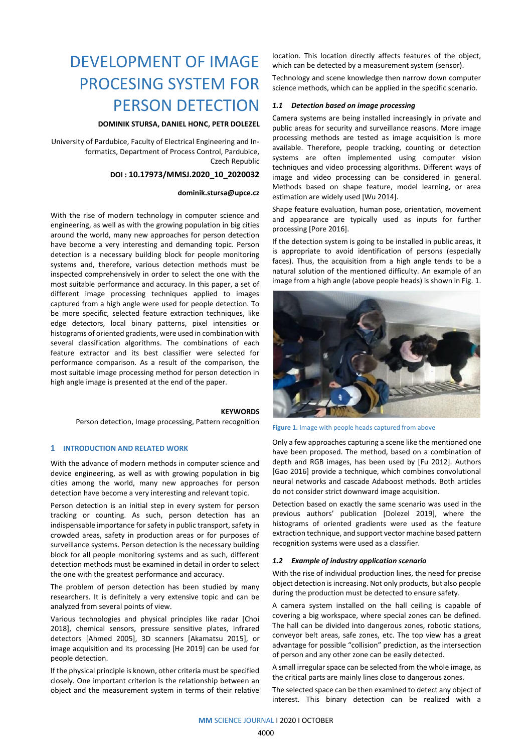# DEVELOPMENT OF IMAGE PROCESING SYSTEM FOR PERSON DETECTION

**DOMINIK STURSA, DANIEL HONC, PETR DOLEZEL**

University of Pardubice, Faculty of Electrical Engineering and Informatics, Department of Process Control, Pardubice, Czech Republic

**DOI : 10.17973/MMSJ.2020_10_2020032**

**dominik.stursa@upce.cz**

With the rise of modern technology in computer science and engineering, as well as with the growing population in big cities around the world, many new approaches for person detection have become a very interesting and demanding topic. Person detection is a necessary building block for people monitoring systems and, therefore, various detection methods must be inspected comprehensively in order to select the one with the most suitable performance and accuracy. In this paper, a set of different image processing techniques applied to images captured from a high angle were used for people detection. To be more specific, selected feature extraction techniques, like edge detectors, local binary patterns, pixel intensities or histograms of oriented gradients, were used in combination with several classification algorithms. The combinations of each feature extractor and its best classifier were selected for performance comparison. As a result of the comparison, the most suitable image processing method for person detection in high angle image is presented at the end of the paper.

**KEYWORDS**

Person detection, Image processing, Pattern recognition

## 1 INTRODUCTION AND RELATED WORK

With the advance of modern methods in computer science and device engineering, as well as with growing population in big cities among the world, many new approaches for person detection have become a very interesting and relevant topic.

Person detection is an initial step in every system for person tracking or counting. As such, person detection has an indispensable importance for safety in public transport, safety in crowded areas, safety in production areas or for purposes of surveillance systems. Person detection is the necessary building block for all people monitoring systems and as such, different detection methods must be examined in detail in order to select the one with the greatest performance and accuracy.

The problem of person detection has been studied by many researchers. It is definitely a very extensive topic and can be analyzed from several points of view.

Various technologies and physical principles like radar [Choi 2018], chemical sensors, pressure sensitive plates, infrared detectors [Ahmed 2005], 3D scanners [Akamatsu 2015], or image acquisition and its processing [He 2019] can be used for people detection.

If the physical principle is known, other criteria must be specified closely. One important criterion is the relationship between an object and the measurement system in terms of their relative location. This location directly affects features of the object, which can be detected by a measurement system (sensor).

Technology and scene knowledge then narrow down computer science methods, which can be applied in the specific scenario.

### *1.1 Detection based on image processing*

Camera systems are being installed increasingly in private and public areas for security and surveillance reasons. More image processing methods are tested as image acquisition is more available. Therefore, people tracking, counting or detection systems are often implemented using computer vision techniques and video processing algorithms. Different ways of image and video processing can be considered in general. Methods based on shape feature, model learning, or area estimation are widely used [Wu 2014].

Shape feature evaluation, human pose, orientation, movement and appearance are typically used as inputs for further processing [Pore 2016].

If the detection system is going to be installed in public areas, it is appropriate to avoid identification of persons (especially faces). Thus, the acquisition from a high angle tends to be a natural solution of the mentioned difficulty. An example of an image from a high angle (above people heads) is shown in Fig. 1.

**Figure 1.** Image with people heads captured from above

Only a few approaches capturing a scene like the mentioned one have been proposed. The method, based on a combination of depth and RGB images, has been used by [Fu 2012]. Authors [Gao 2016] provide a technique, which combines convolutional neural networks and cascade Adaboost methods. Both articles do not consider strict downward image acquisition.

Detection based on exactly the same scenario was used in the previous authors' publication [Dolezel 2019], where the histograms of oriented gradients were used as the feature extraction technique, and support vector machine based pattern recognition systems were used as a classifier.

### *1.2 Example of industry application scenario*

With the rise of individual production lines, the need for precise object detection is increasing. Not only products, but also people during the production must be detected to ensure safety.

A camera system installed on the hall ceiling is capable of covering a big workspace, where special zones can be defined. The hall can be divided into dangerous zones, robotic stations, conveyor belt areas, safe zones, etc. The top view has a great advantage for possible "collision" prediction, as the intersection of person and any other zone can be easily detected.

A small irregular space can be selected from the whole image, as the critical parts are mainly lines close to dangerous zones.

The selected space can be then examined to detect any object of interest. This binary detection can be realized with a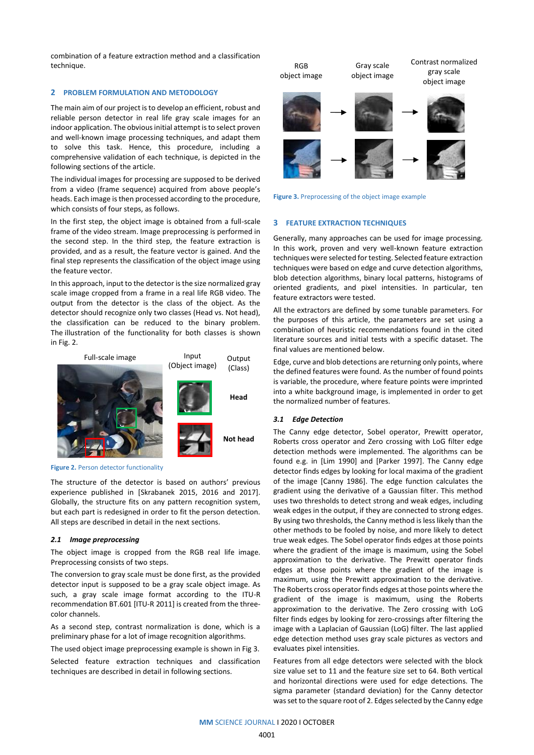combination of a feature extraction method and a classification technique.

## 2 PROBLEM FORMULATION AND METODOLOGY

The main aim of our project is to develop an efficient, robust and reliable person detector in real life gray scale images for an indoor application. The obvious initial attempt is to select proven and well-known image processing techniques, and adapt them to solve this task. Hence, this procedure, including a comprehensive validation of each technique, is depicted in the following sections of the article.

The individual images for processing are supposed to be derived from a video (frame sequence) acquired from above people's heads. Each image is then processed according to the procedure, which consists of four steps, as follows.

In the first step, the object image is obtained from a full-scale frame of the video stream. Image preprocessing is performed in the second step. In the third step, the feature extraction is provided, and as a result, the feature vector is gained. And the final step represents the classification of the object image using the feature vector.

In this approach, input to the detector is the size normalized gray scale image cropped from a frame in a real life RGB video. The output from the detector is the class of the object. As the detector should recognize only two classes (Head vs. Not head), the classification can be reduced to the binary problem. The illustration of the functionality for both classes is shown in Fig. 2.

Figure 2. Person detector functionality

The structure of the detector is based on authors' previous experience published in [Skrabanek 2015, 2016 and 2017]. Globally, the structure fits on any pattern recognition system, but each part is redesigned in order to fit the person detection. All steps are described in detail in the next sections.

### 2.1 Image preprocessing

The object image is cropped from the RGB real life image. Preprocessing consists of two steps.

The conversion to gray scale must be done first, as the provided detector input is supposed to be a gray scale object image. As such, a gray scale image format according to the ITU-R recommendation BT.601 [ITU-R 2011] is created from the three-color channels.

As a second step, contrast normalization is done, which is a preliminary phase for a lot of image recognition algorithms.

The used object image preprocessing example is shown in Fig 3.

Selected feature extraction techniques and classification techniques are described in detail in following sections.

Figure 3. Preprocessing of the object image example

## 3 FEATURE EXTRACTION TECHNIQUES

Generally, many approaches can be used for image processing. In this work, proven and very well-known feature extraction techniques were selected for testing. Selected feature extraction techniques were based on edge and curve detection algorithms, blob detection algorithms, binary local patterns, histograms of oriented gradients, and pixel intensities. In particular, ten feature extractors were tested.

All the extractors are defined by some tunable parameters. For the purposes of this article, the parameters are set using a combination of heuristic recommendations found in the cited literature sources and initial tests with a specific dataset. The final values are mentioned below.

Edge, curve and blob detections are returning only points, where the defined features were found. As the number of found points is variable, the procedure, where feature points were imprinted into a white background image, is implemented in order to get the normalized number of features.

### 3.1 Edge Detection

The Canny edge detector, Sobel operator, Prewitt operator, Roberts cross operator and Zero crossing with LoG filter edge detection methods were implemented. The algorithms can be found e.g. in [Lim 1990] and [Parker 1997]. The Canny edge detector finds edges by looking for local maxima of the gradient of the image [Canny 1986]. The edge function calculates the gradient using the derivative of a Gaussian filter. This method uses two thresholds to detect strong and weak edges, including weak edges in the output, if they are connected to strong edges. By using two thresholds, the Canny method is less likely than the other methods to be fooled by noise, and more likely to detect true weak edges. The Sobel operator finds edges at those points where the gradient of the image is maximum, using the Sobel approximation to the derivative. The Prewitt operator finds edges at those points where the gradient of the image is maximum, using the Prewitt approximation to the derivative. The Roberts cross operator finds edges at those points where the gradient of the image is maximum, using the Roberts approximation to the derivative. The Zero crossing with LoG filter finds edges by looking for zero-crossings after filtering the image with a Laplacian of Gaussian (LoG) filter. The last applied edge detection method uses gray scale pictures as vectors and evaluates pixel intensities.

Features from all edge detectors were selected with the block size value set to 11 and the feature size set to 64. Both vertical and horizontal directions were used for edge detections. The sigma parameter (standard deviation) for the Canny detector was set to the square root of 2. Edges selected by the Canny edge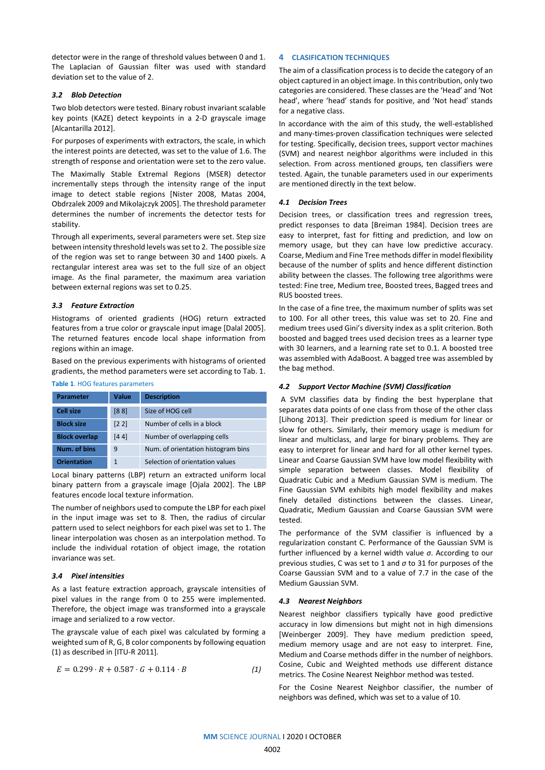detector were in the range of threshold values between 0 and 1. The Laplacian of Gaussian filter was used with standard deviation set to the value of 2.

### 3.2 Blob Detection

Two blob detectors were tested. Binary robust invariant scalable key points (KAZE) detect keypoints in a 2-D grayscale image [Alcantarilla 2012].

For purposes of experiments with extractors, the scale, in which the interest points are detected, was set to the value of 1.6. The strength of response and orientation were set to the zero value.

The Maximally Stable Extremal Regions (MSER) detector incrementally steps through the intensity range of the input image to detect stable regions [Nister 2008, Matas 2004, Obdrzalek 2009 and Mikolajczyk 2005]. The threshold parameter determines the number of increments the detector tests for stability.

Through all experiments, several parameters were set. Step size between intensity threshold levels was set to 2. The possible size of the region was set to range between 30 and 1400 pixels. A rectangular interest area was set to the full size of an object image. As the final parameter, the maximum area variation between external regions was set to 0.25.

### 3.3 Feature Extraction

Histograms of oriented gradients (HOG) return extracted features from a true color or grayscale input image [Dalal 2005]. The returned features encode local shape information from regions within an image.

Based on the previous experiments with histograms of oriented gradients, the method parameters were set according to Tab. 1.

**Table 1**. HOG features parameters

| Parameter | Value | Description |
|---|---|---|
| **Cell size** | [8 8] | Size of HOG cell |
| **Block size** | [2 2] | Number of cells in a block |
| **Block overlap** | [4 4] | Number of overlapping cells |
| **Num. of bins** | 9 | Num. of orientation histogram bins |
| **Orientation** | 1 | Selection of orientation values |

Local binary patterns (LBP) return an extracted uniform local binary pattern from a grayscale image [Ojala 2002]. The LBP features encode local texture information.

The number of neighbors used to compute the LBP for each pixel in the input image was set to 8. Then, the radius of circular pattern used to select neighbors for each pixel was set to 1. The linear interpolation was chosen as an interpolation method. To include the individual rotation of object image, the rotation invariance was set.

### 3.4 Pixel intensities

As a last feature extraction approach, grayscale intensities of pixel values in the range from 0 to 255 were implemented. Therefore, the object image was transformed into a grayscale image and serialized to a row vector.

The grayscale value of each pixel was calculated by forming a weighted sum of R, G, B color components by following equation (1) as described in [ITU-R 2011].

$$E = 0.299 \cdot R + 0.587 \cdot G + 0.114 \cdot B \qquad (1)$$

## 4 CLASIFICATION TECHNIQUES

The aim of a classification process is to decide the category of an object captured in an object image. In this contribution, only two categories are considered. These classes are the 'Head' and 'Not head', where 'head' stands for positive, and 'Not head' stands for a negative class.

In accordance with the aim of this study, the well-established and many-times-proven classification techniques were selected for testing. Specifically, decision trees, support vector machines (SVM) and nearest neighbor algorithms were included in this selection. From across mentioned groups, ten classifiers were tested. Again, the tunable parameters used in our experiments are mentioned directly in the text below.

### 4.1 Decision Trees

Decision trees, or classification trees and regression trees, predict responses to data [Breiman 1984]. Decision trees are easy to interpret, fast for fitting and prediction, and low on memory usage, but they can have low predictive accuracy. Coarse, Medium and Fine Tree methods differ in model flexibility because of the number of splits and hence different distinction ability between the classes. The following tree algorithms were tested: Fine tree, Medium tree, Boosted trees, Bagged trees and RUS boosted trees.

In the case of a fine tree, the maximum number of splits was set to 100. For all other trees, this value was set to 20. Fine and medium trees used Gini's diversity index as a split criterion. Both boosted and bagged trees used decision trees as a learner type with 30 learners, and a learning rate set to 0.1. A boosted tree was assembled with AdaBoost. A bagged tree was assembled by the bag method.

### 4.2 Support Vector Machine (SVM) Classification

A SVM classifies data by finding the best hyperplane that separates data points of one class from those of the other class [Lihong 2013]. Their prediction speed is medium for linear or slow for others. Similarly, their memory usage is medium for linear and multiclass, and large for binary problems. They are easy to interpret for linear and hard for all other kernel types. Linear and Coarse Gaussian SVM have low model flexibility with simple separation between classes. Model flexibility of Quadratic Cubic and a Medium Gaussian SVM is medium. The Fine Gaussian SVM exhibits high model flexibility and makes finely detailed distinctions between the classes. Linear, Quadratic, Medium Gaussian and Coarse Gaussian SVM were tested.

The performance of the SVM classifier is influenced by a regularization constant C. Performance of the Gaussian SVM is further influenced by a kernel width value $\sigma$. According to our previous studies, C was set to 1 and $\sigma$ to 31 for purposes of the Coarse Gaussian SVM and to a value of 7.7 in the case of the Medium Gaussian SVM.

### 4.3 Nearest Neighbors

Nearest neighbor classifiers typically have good predictive accuracy in low dimensions but might not in high dimensions [Weinberger 2009]. They have medium prediction speed, medium memory usage and are not easy to interpret. Fine, Medium and Coarse methods differ in the number of neighbors. Cosine, Cubic and Weighted methods use different distance metrics. The Cosine Nearest Neighbor method was tested.

For the Cosine Nearest Neighbor classifier, the number of neighbors was defined, which was set to a value of 10.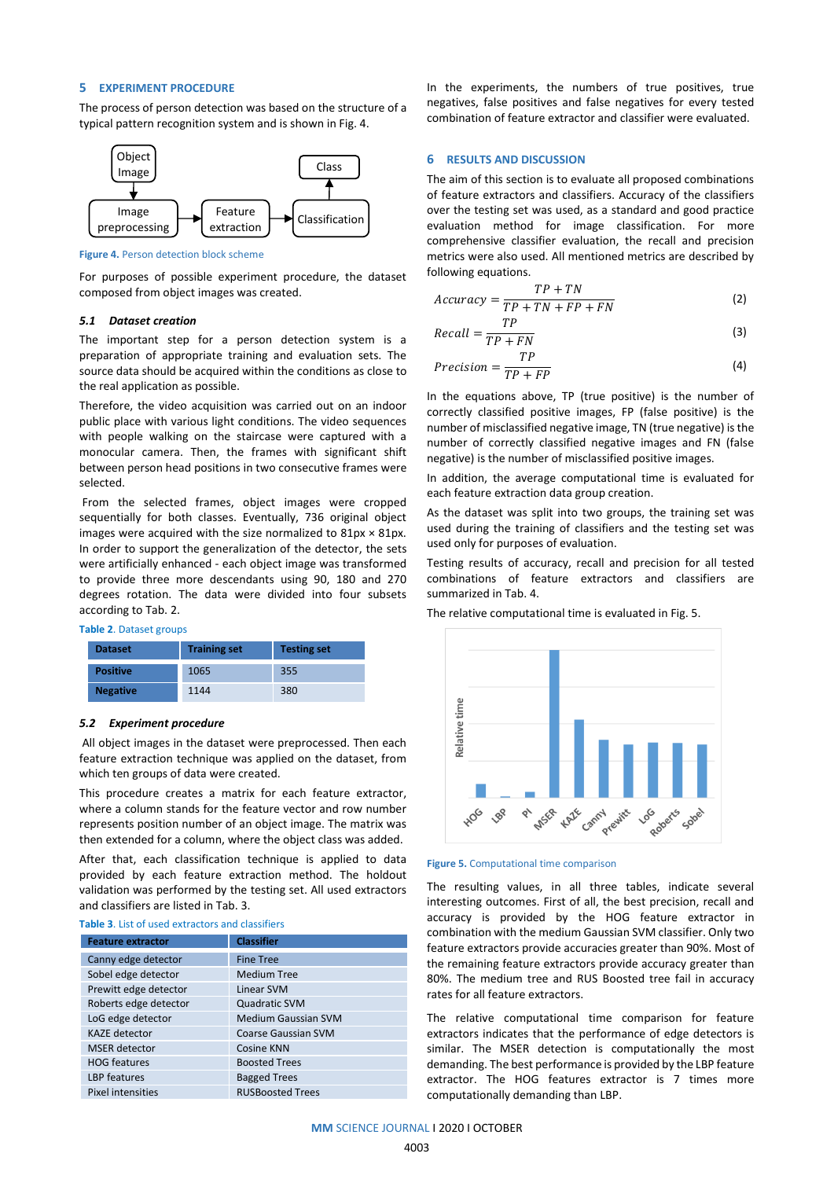## 5 EXPERIMENT PROCEDURE

The process of person detection was based on the structure of a typical pattern recognition system and is shown in Fig. 4.

Figure 4. Person detection block scheme

For purposes of possible experiment procedure, the dataset composed from object images was created.

### 5.1 Dataset creation

The important step for a person detection system is a preparation of appropriate training and evaluation sets. The source data should be acquired within the conditions as close to the real application as possible.

Therefore, the video acquisition was carried out on an indoor public place with various light conditions. The video sequences with people walking on the staircase were captured with a monocular camera. Then, the frames with significant shift between person head positions in two consecutive frames were selected.

From the selected frames, object images were cropped sequentially for both classes. Eventually, 736 original object images were acquired with the size normalized to 81px × 81px. In order to support the generalization of the detector, the sets were artificially enhanced - each object image was transformed to provide three more descendants using 90, 180 and 270 degrees rotation. The data were divided into four subsets according to Tab. 2.

Table 2. Dataset groups

| Dataset | Training set | Testing set |
|---|---|---|
| Positive | 1065 | 355 |
| Negative | 1144 | 380 |

### 5.2 Experiment procedure

All object images in the dataset were preprocessed. Then each feature extraction technique was applied on the dataset, from which ten groups of data were created.

This procedure creates a matrix for each feature extractor, where a column stands for the feature vector and row number represents position number of an object image. The matrix was then extended for a column, where the object class was added.

After that, each classification technique is applied to data provided by each feature extraction method. The holdout validation was performed by the testing set. All used extractors and classifiers are listed in Tab. 3.

Table 3. List of used extractors and classifiers

| Feature extractor | Classifier |
|---|---|
| Canny edge detector | Fine Tree |
| Sobel edge detector | Medium Tree |
| Prewitt edge detector | Linear SVM |
| Roberts edge detector | Quadratic SVM |
| LoG edge detector | Medium Gaussian SVM |
| KAZE detector | Coarse Gaussian SVM |
| MSER detector | Cosine KNN |
| HOG features | Boosted Trees |
| LBP features | Bagged Trees |
| Pixel intensities | RUSBoosted Trees |

In the experiments, the numbers of true positives, true negatives, false positives and false negatives for every tested combination of feature extractor and classifier were evaluated.

## 6 RESULTS AND DISCUSSION

The aim of this section is to evaluate all proposed combinations of feature extractors and classifiers. Accuracy of the classifiers over the testing set was used, as a standard and good practice evaluation method for image classification. For more comprehensive classifier evaluation, the recall and precision metrics were also used. All mentioned metrics are described by following equations.

$$Accuracy = \frac{TP + TN}{TP + TN + FP + FN} \quad (2)$$

$$Recall = \frac{TP}{TP + FN} \quad (3)$$

$$Precision = \frac{TP}{TP + FP} \quad (4)$$

In the equations above, TP (true positive) is the number of correctly classified positive images, FP (false positive) is the number of misclassified negative image, TN (true negative) is the number of correctly classified negative images and FN (false negative) is the number of misclassified positive images.

In addition, the average computational time is evaluated for each feature extraction data group creation.

As the dataset was split into two groups, the training set was used during the training of classifiers and the testing set was used only for purposes of evaluation.

Testing results of accuracy, recall and precision for all tested combinations of feature extractors and classifiers are summarized in Tab. 4.

The relative computational time is evaluated in Fig. 5.

Figure 5. Computational time comparison

The resulting values, in all three tables, indicate several interesting outcomes. First of all, the best precision, recall and accuracy is provided by the HOG feature extractor in combination with the medium Gaussian SVM classifier. Only two feature extractors provide accuracies greater than 90%. Most of the remaining feature extractors provide accuracy greater than 80%. The medium tree and RUS Boosted tree fail in accuracy rates for all feature extractors.

The relative computational time comparison for feature extractors indicates that the performance of edge detectors is similar. The MSER detection is computationally the most demanding. The best performance is provided by the LBP feature extractor. The HOG features extractor is 7 times more computationally demanding than LBP.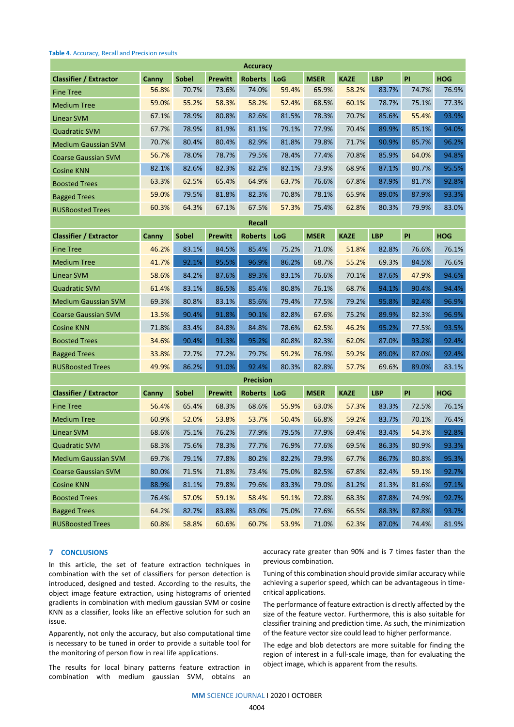**Table 4**. Accuracy, Recall and Precision results

| Accuracy | | | | | | | | | | |
|---|---|---|---|---|---|---|---|---|---|---|
| **Classifier / Extractor** | **Canny** | **Sobel** | **Prewitt** | **Roberts** | **LoG** | **MSER** | **KAZE** | **LBP** | **PI** | **HOG** |
| Fine Tree | 56.8% | 70.7% | 73.6% | 74.0% | 59.4% | 65.9% | 58.2% | 83.7% | 74.7% | 76.9% |
| Medium Tree | 59.0% | 55.2% | 58.3% | 58.2% | 52.4% | 68.5% | 60.1% | 78.7% | 75.1% | 77.3% |
| Linear SVM | 67.1% | 78.9% | 80.8% | 82.6% | 81.5% | 78.3% | 70.7% | 85.6% | 55.4% | 93.9% |
| Quadratic SVM | 67.7% | 78.9% | 81.9% | 81.1% | 79.1% | 77.9% | 70.4% | 89.9% | 85.1% | 94.0% |
| Medium Gaussian SVM | 70.7% | 80.4% | 80.4% | 82.9% | 81.8% | 79.8% | 71.7% | 90.9% | 85.7% | 96.2% |
| Coarse Gaussian SVM | 56.7% | 78.0% | 78.7% | 79.5% | 78.4% | 77.4% | 70.8% | 85.9% | 64.0% | 94.8% |
| Cosine KNN | 82.1% | 82.6% | 82.3% | 82.2% | 82.1% | 73.9% | 68.9% | 87.1% | 80.7% | 95.5% |
| Boosted Trees | 63.3% | 62.5% | 65.4% | 64.9% | 63.7% | 76.6% | 67.8% | 87.9% | 81.7% | 92.8% |
| Bagged Trees | 59.0% | 79.5% | 81.8% | 82.3% | 70.8% | 78.1% | 65.9% | 89.0% | 87.9% | 93.3% |
| RUSBoosted Trees | 60.3% | 64.3% | 67.1% | 67.5% | 57.3% | 75.4% | 62.8% | 80.3% | 79.9% | 83.0% |
| **Recall** | | | | | | | | | | |
| **Classifier / Extractor** | **Canny** | **Sobel** | **Prewitt** | **Roberts** | **LoG** | **MSER** | **KAZE** | **LBP** | **PI** | **HOG** |
| Fine Tree | 46.2% | 83.1% | 84.5% | 85.4% | 75.2% | 71.0% | 51.8% | 82.8% | 76.6% | 76.1% |
| Medium Tree | 41.7% | 92.1% | 95.5% | 96.9% | 86.2% | 68.7% | 55.2% | 69.3% | 84.5% | 76.6% |
| Linear SVM | 58.6% | 84.2% | 87.6% | 89.3% | 83.1% | 76.6% | 70.1% | 87.6% | 47.9% | 94.6% |
| Quadratic SVM | 61.4% | 83.1% | 86.5% | 85.4% | 80.8% | 76.1% | 68.7% | 94.1% | 90.4% | 94.4% |
| Medium Gaussian SVM | 69.3% | 80.8% | 83.1% | 85.6% | 79.4% | 77.5% | 79.2% | 95.8% | 92.4% | 96.9% |
| Coarse Gaussian SVM | 13.5% | 90.4% | 91.8% | 90.1% | 82.8% | 67.6% | 75.2% | 89.9% | 82.3% | 96.9% |
| Cosine KNN | 71.8% | 83.4% | 84.8% | 84.8% | 78.6% | 62.5% | 46.2% | 95.2% | 77.5% | 93.5% |
| Boosted Trees | 34.6% | 90.4% | 91.3% | 95.2% | 80.8% | 82.3% | 62.0% | 87.0% | 93.2% | 92.4% |
| Bagged Trees | 33.8% | 72.7% | 77.2% | 79.7% | 59.2% | 76.9% | 59.2% | 89.0% | 87.0% | 92.4% |
| RUSBoosted Trees | 49.9% | 86.2% | 91.0% | 92.4% | 80.3% | 82.8% | 57.7% | 69.6% | 89.0% | 83.1% |
| **Precision** | | | | | | | | | | |
| **Classifier / Extractor** | **Canny** | **Sobel** | **Prewitt** | **Roberts** | **LoG** | **MSER** | **KAZE** | **LBP** | **PI** | **HOG** |
| Fine Tree | 56.4% | 65.4% | 68.3% | 68.6% | 55.9% | 63.0% | 57.3% | 83.3% | 72.5% | 76.1% |
| Medium Tree | 60.9% | 52.0% | 53.8% | 53.7% | 50.4% | 66.8% | 59.2% | 83.7% | 70.1% | 76.4% |
| Linear SVM | 68.6% | 75.1% | 76.2% | 77.9% | 79.5% | 77.9% | 69.4% | 83.4% | 54.3% | 92.8% |
| Quadratic SVM | 68.3% | 75.6% | 78.3% | 77.7% | 76.9% | 77.6% | 69.5% | 86.3% | 80.9% | 93.3% |
| Medium Gaussian SVM | 69.7% | 79.1% | 77.8% | 80.2% | 82.2% | 79.9% | 67.7% | 86.7% | 80.8% | 95.3% |
| Coarse Gaussian SVM | 80.0% | 71.5% | 71.8% | 73.4% | 75.0% | 82.5% | 67.8% | 82.4% | 59.1% | 92.7% |
| Cosine KNN | 88.9% | 81.1% | 79.8% | 79.6% | 83.3% | 79.0% | 81.2% | 81.3% | 81.6% | 97.1% |
| Boosted Trees | 76.4% | 57.0% | 59.1% | 58.4% | 59.1% | 72.8% | 68.3% | 87.8% | 74.9% | 92.7% |
| Bagged Trees | 64.2% | 82.7% | 83.8% | 83.0% | 75.0% | 77.6% | 66.5% | 88.3% | 87.8% | 93.7% |
| RUSBoosted Trees | 60.8% | 58.8% | 60.6% | 60.7% | 53.9% | 71.0% | 62.3% | 87.0% | 74.4% | 81.9% |

## 7 CONCLUSIONS

In this article, the set of feature extraction techniques in combination with the set of classifiers for person detection is introduced, designed and tested. According to the results, the object image feature extraction, using histograms of oriented gradients in combination with medium gaussian SVM or cosine KNN as a classifier, looks like an effective solution for such an issue.

Apparently, not only the accuracy, but also computational time is necessary to be tuned in order to provide a suitable tool for the monitoring of person flow in real life applications.

The results for local binary patterns feature extraction in combination with medium gaussian SVM, obtains an accuracy rate greater than 90% and is 7 times faster than the previous combination.

Tuning of this combination should provide similar accuracy while achieving a superior speed, which can be advantageous in time-critical applications.

The performance of feature extraction is directly affected by the size of the feature vector. Furthermore, this is also suitable for classifier training and prediction time. As such, the minimization of the feature vector size could lead to higher performance.

The edge and blob detectors are more suitable for finding the region of interest in a full-scale image, than for evaluating the object image, which is apparent from the results.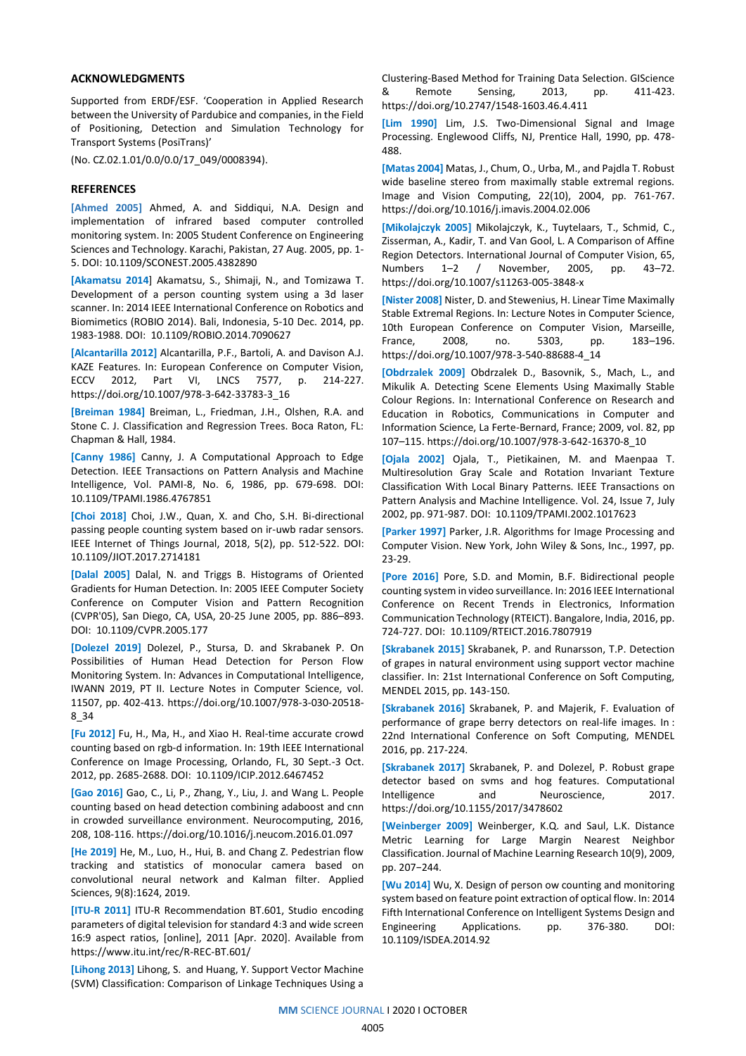## ACKNOWLEDGMENTS

Supported from ERDF/ESF. 'Cooperation in Applied Research between the University of Pardubice and companies, in the Field of Positioning, Detection and Simulation Technology for Transport Systems (PosiTrans)'

(No. CZ.02.1.01/0.0/0.0/17_049/0008394).

## REFERENCES

**[Ahmed 2005]** Ahmed, A. and Siddiqui, N.A. Design and implementation of infrared based computer controlled monitoring system. In: 2005 Student Conference on Engineering Sciences and Technology. Karachi, Pakistan, 27 Aug. 2005, pp. 1-5. DOI: 10.1109/SCONEST.2005.4382890

**[Akamatsu 2014]** Akamatsu, S., Shimaji, N., and Tomizawa T. Development of a person counting system using a 3d laser scanner. In: 2014 IEEE International Conference on Robotics and Biomimetics (ROBIO 2014). Bali, Indonesia, 5-10 Dec. 2014, pp. 1983-1988. DOI: 10.1109/ROBIO.2014.7090627

**[Alcantarilla 2012]** Alcantarilla, P.F., Bartoli, A. and Davison A.J. KAZE Features. In: European Conference on Computer Vision, ECCV 2012, Part VI, LNCS 7577, p. 214-227. https://doi.org/10.1007/978-3-642-33783-3_16

**[Breiman 1984]** Breiman, L., Friedman, J.H., Olshen, R.A. and Stone C. J. Classification and Regression Trees. Boca Raton, FL: Chapman & Hall, 1984.

**[Canny 1986]** Canny, J. A Computational Approach to Edge Detection. IEEE Transactions on Pattern Analysis and Machine Intelligence, Vol. PAMI-8, No. 6, 1986, pp. 679-698. DOI: 10.1109/TPAMI.1986.4767851

**[Choi 2018]** Choi, J.W., Quan, X. and Cho, S.H. Bi-directional passing people counting system based on ir-uwb radar sensors. IEEE Internet of Things Journal, 2018, 5(2), pp. 512-522. DOI: 10.1109/JIOT.2017.2714181

**[Dalal 2005]** Dalal, N. and Triggs B. Histograms of Oriented Gradients for Human Detection. In: 2005 IEEE Computer Society Conference on Computer Vision and Pattern Recognition (CVPR'05), San Diego, CA, USA, 20-25 June 2005, pp. 886–893. DOI: 10.1109/CVPR.2005.177

**[Dolezel 2019]** Dolezel, P., Stursa, D. and Skrabanek P. On Possibilities of Human Head Detection for Person Flow Monitoring System. In: Advances in Computational Intelligence, IWANN 2019, PT II. Lecture Notes in Computer Science, vol. 11507, pp. 402-413. https://doi.org/10.1007/978-3-030-20518-8_34

**[Fu 2012]** Fu, H., Ma, H., and Xiao H. Real-time accurate crowd counting based on rgb-d information. In: 19th IEEE International Conference on Image Processing, Orlando, FL, 30 Sept.-3 Oct. 2012, pp. 2685-2688. DOI: 10.1109/ICIP.2012.6467452

**[Gao 2016]** Gao, C., Li, P., Zhang, Y., Liu, J. and Wang L. People counting based on head detection combining adaboost and cnn in crowded surveillance environment. Neurocomputing, 2016, 208, 108-116. https://doi.org/10.1016/j.neucom.2016.01.097

**[He 2019]** He, M., Luo, H., Hui, B. and Chang Z. Pedestrian flow tracking and statistics of monocular camera based on convolutional neural network and Kalman filter. Applied Sciences, 9(8):1624, 2019.

**[ITU-R 2011]** ITU-R Recommendation BT.601, Studio encoding parameters of digital television for standard 4:3 and wide screen 16:9 aspect ratios, [online], 2011 [Apr. 2020]. Available from https://www.itu.int/rec/R-REC-BT.601/

**[Lihong 2013]** Lihong, S. and Huang, Y. Support Vector Machine (SVM) Classification: Comparison of Linkage Techniques Using a Clustering-Based Method for Training Data Selection. GIScience & Remote Sensing, 2013, pp. 411-423. https://doi.org/10.2747/1548-1603.46.4.411

**[Lim 1990]** Lim, J.S. Two-Dimensional Signal and Image Processing. Englewood Cliffs, NJ, Prentice Hall, 1990, pp. 478-488.

**[Matas 2004]** Matas, J., Chum, O., Urba, M., and Pajdla T. Robust wide baseline stereo from maximally stable extremal regions. Image and Vision Computing, 22(10), 2004, pp. 761-767. https://doi.org/10.1016/j.imavis.2004.02.006

**[Mikolajczyk 2005]** Mikolajczyk, K., Tuytelaars, T., Schmid, C., Zisserman, A., Kadir, T. and Van Gool, L. A Comparison of Affine Region Detectors. International Journal of Computer Vision, 65, Numbers 1–2 / November, 2005, pp. 43–72. https://doi.org/10.1007/s11263-005-3848-x

**[Nister 2008]** Nister, D. and Stewenius, H. Linear Time Maximally Stable Extremal Regions. In: Lecture Notes in Computer Science, 10th European Conference on Computer Vision, Marseille, France, 2008, no. 5303, pp. 183–196. https://doi.org/10.1007/978-3-540-88688-4_14

**[Obdrzalek 2009]** Obdrzalek D., Basovnik, S., Mach, L., and Mikulik A. Detecting Scene Elements Using Maximally Stable Colour Regions. In: International Conference on Research and Education in Robotics, Communications in Computer and Information Science, La Ferte-Bernard, France; 2009, vol. 82, pp 107–115. https://doi.org/10.1007/978-3-642-16370-8_10

**[Ojala 2002]** Ojala, T., Pietikainen, M. and Maenpaa T. Multiresolution Gray Scale and Rotation Invariant Texture Classification With Local Binary Patterns. IEEE Transactions on Pattern Analysis and Machine Intelligence. Vol. 24, Issue 7, July 2002, pp. 971-987. DOI: 10.1109/TPAMI.2002.1017623

**[Parker 1997]** Parker, J.R. Algorithms for Image Processing and Computer Vision. New York, John Wiley & Sons, Inc., 1997, pp. 23-29.

**[Pore 2016]** Pore, S.D. and Momin, B.F. Bidirectional people counting system in video surveillance. In: 2016 IEEE International Conference on Recent Trends in Electronics, Information Communication Technology (RTEICT). Bangalore, India, 2016, pp. 724-727. DOI: 10.1109/RTEICT.2016.7807919

**[Skrabanek 2015]** Skrabanek, P. and Runarsson, T.P. Detection of grapes in natural environment using support vector machine classifier. In: 21st International Conference on Soft Computing, MENDEL 2015, pp. 143-150.

**[Skrabanek 2016]** Skrabanek, P. and Majerik, F. Evaluation of performance of grape berry detectors on real-life images. In : 22nd International Conference on Soft Computing, MENDEL 2016, pp. 217-224.

**[Skrabanek 2017]** Skrabanek, P. and Dolezel, P. Robust grape detector based on svms and hog features. Computational Intelligence and Neuroscience, 2017. https://doi.org/10.1155/2017/3478602

**[Weinberger 2009]** Weinberger, K.Q. and Saul, L.K. Distance Metric Learning for Large Margin Nearest Neighbor Classification. Journal of Machine Learning Research 10(9), 2009, pp. 207−244.

**[Wu 2014]** Wu, X. Design of person ow counting and monitoring system based on feature point extraction of optical flow. In: 2014 Fifth International Conference on Intelligent Systems Design and Engineering Applications. pp. 376-380. DOI: 10.1109/ISDEA.2014.92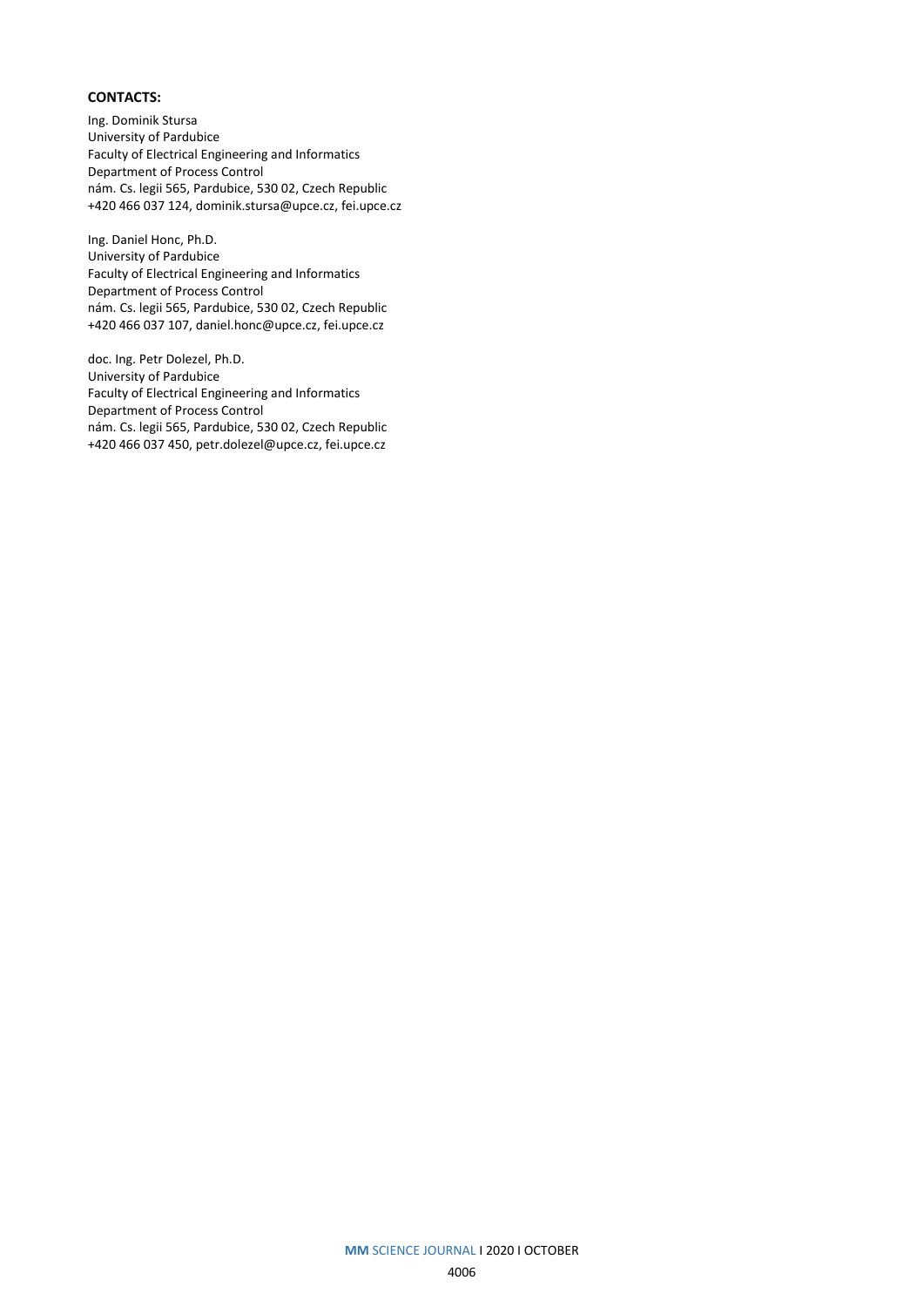**CONTACTS:**

Ing. Dominik Stursa
University of Pardubice
Faculty of Electrical Engineering and Informatics
Department of Process Control
nám. Cs. legii 565, Pardubice, 530 02, Czech Republic
+420 466 037 124, dominik.stursa@upce.cz, fei.upce.cz

Ing. Daniel Honc, Ph.D.
University of Pardubice
Faculty of Electrical Engineering and Informatics
Department of Process Control
nám. Cs. legii 565, Pardubice, 530 02, Czech Republic
+420 466 037 107, daniel.honc@upce.cz, fei.upce.cz

doc. Ing. Petr Dolezel, Ph.D.
University of Pardubice
Faculty of Electrical Engineering and Informatics
Department of Process Control
nám. Cs. legii 565, Pardubice, 530 02, Czech Republic
+420 466 037 450, petr.dolezel@upce.cz, fei.upce.cz